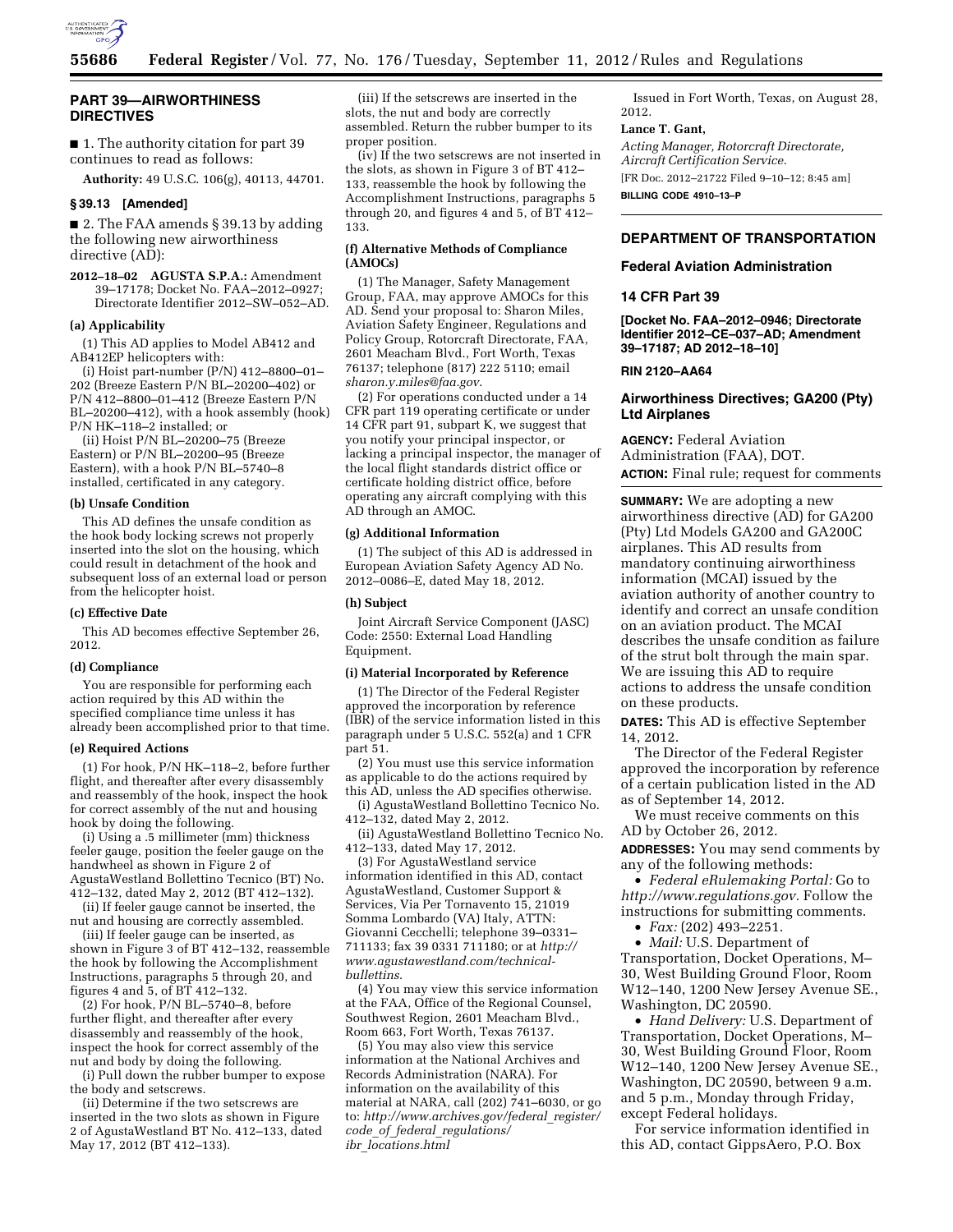## PART 39—AIRWORTHINESS DIRECTIVES

■ 1. The authority citation for part 39 continues to read as follows:

**Authority:** 49 U.S.C. 106(g), 40113, 44701.

### § 39.13 [Amended]

■ 2. The FAA amends § 39.13 by adding the following new airworthiness directive (AD):

**2012–18–02 AGUSTA S.P.A.:** Amendment 39–17178; Docket No. FAA–2012–0927; Directorate Identifier 2012–SW–052–AD.

#### (a) Applicability

(1) This AD applies to Model AB412 and AB412EP helicopters with:

(i) Hoist part-number (P/N) 412–8800–01–202 (Breeze Eastern P/N BL–20200–402) or P/N 412–8800–01–412 (Breeze Eastern P/N BL–20200–412), with a hook assembly (hook) P/N HK–118–2 installed; or

(ii) Hoist P/N BL–20200–75 (Breeze Eastern) or P/N BL–20200–95 (Breeze Eastern), with a hook P/N BL–5740–8 installed, certificated in any category.

#### (b) Unsafe Condition

This AD defines the unsafe condition as the hook body locking screws not properly inserted into the slot on the housing, which could result in detachment of the hook and subsequent loss of an external load or person from the helicopter hoist.

#### (c) Effective Date

This AD becomes effective September 26, 2012.

#### (d) Compliance

You are responsible for performing each action required by this AD within the specified compliance time unless it has already been accomplished prior to that time.

#### (e) Required Actions

(1) For hook, P/N HK–118–2, before further flight, and thereafter after every disassembly and reassembly of the hook, inspect the hook for correct assembly of the nut and housing hook by doing the following.

(i) Using a .5 millimeter (mm) thickness feeler gauge, position the feeler gauge on the handwheel as shown in Figure 2 of AgustaWestland Bollettino Tecnico (BT) No. 412–132, dated May 2, 2012 (BT 412–132).

(ii) If feeler gauge cannot be inserted, the nut and housing are correctly assembled.

(iii) If feeler gauge can be inserted, as shown in Figure 3 of BT 412–132, reassemble the hook by following the Accomplishment Instructions, paragraphs 5 through 20, and figures 4 and 5, of BT 412–132.

(2) For hook, P/N BL–5740–8, before further flight, and thereafter after every disassembly and reassembly of the hook, inspect the hook for correct assembly of the nut and body by doing the following.

(i) Pull down the rubber bumper to expose the body and setscrews.

(ii) Determine if the two setscrews are inserted in the two slots as shown in Figure 2 of AgustaWestland BT No. 412–133, dated May 17, 2012 (BT 412–133).

(iii) If the setscrews are inserted in the slots, the nut and body are correctly assembled. Return the rubber bumper to its proper position.

(iv) If the two setscrews are not inserted in the slots, as shown in Figure 3 of BT 412–133, reassemble the hook by following the Accomplishment Instructions, paragraphs 5 through 20, and figures 4 and 5, of BT 412–133.

#### (f) Alternative Methods of Compliance (AMOCs)

(1) The Manager, Safety Management Group, FAA, may approve AMOCs for this AD. Send your proposal to: Sharon Miles, Aviation Safety Engineer, Regulations and Policy Group, Rotorcraft Directorate, FAA, 2601 Meacham Blvd., Fort Worth, Texas 76137; telephone (817) 222 5110; email *sharon.y.miles@faa.gov*.

(2) For operations conducted under a 14 CFR part 119 operating certificate or under 14 CFR part 91, subpart K, we suggest that you notify your principal inspector, or lacking a principal inspector, the manager of the local flight standards district office or certificate holding district office, before operating any aircraft complying with this AD through an AMOC.

#### (g) Additional Information

(1) The subject of this AD is addressed in European Aviation Safety Agency AD No. 2012–0086–E, dated May 18, 2012.

#### (h) Subject

Joint Aircraft Service Component (JASC) Code: 2550: External Load Handling Equipment.

#### (i) Material Incorporated by Reference

(1) The Director of the Federal Register approved the incorporation by reference (IBR) of the service information listed in this paragraph under 5 U.S.C. 552(a) and 1 CFR part 51.

(2) You must use this service information as applicable to do the actions required by this AD, unless the AD specifies otherwise.

(i) AgustaWestland Bollettino Tecnico No. 412–132, dated May 2, 2012.

(ii) AgustaWestland Bollettino Tecnico No. 412–133, dated May 17, 2012.

(3) For AgustaWestland service information identified in this AD, contact AgustaWestland, Customer Support & Services, Via Per Tornavento 15, 21019 Somma Lombardo (VA) Italy, ATTN: Giovanni Cecchelli; telephone 39–0331–711133; fax 39 0331 711180; or at *http://www.agustawestland.com/technical-bullettins*.

(4) You may view this service information at the FAA, Office of the Regional Counsel, Southwest Region, 2601 Meacham Blvd., Room 663, Fort Worth, Texas 76137.

(5) You may also view this service information at the National Archives and Records Administration (NARA). For information on the availability of this material at NARA, call (202) 741–6030, or go to: *http://www.archives.gov/federal_register/code_of_federal_regulations/ibr_locations.html*

Issued in Fort Worth, Texas, on August 28, 2012.

**Lance T. Gant,**

*Acting Manager, Rotorcraft Directorate, Aircraft Certification Service.*

[FR Doc. 2012–21722 Filed 9–10–12; 8:45 am]

**BILLING CODE 4910–13–P**

---

## DEPARTMENT OF TRANSPORTATION

### Federal Aviation Administration

### 14 CFR Part 39

**[Docket No. FAA–2012–0946; Directorate Identifier 2012–CE–037–AD; Amendment 39–17187; AD 2012–18–10]**

**RIN 2120–AA64**

## Airworthiness Directives; GA200 (Pty) Ltd Airplanes

**AGENCY:** Federal Aviation Administration (FAA), DOT.

**ACTION:** Final rule; request for comments

**SUMMARY:** We are adopting a new airworthiness directive (AD) for GA200 (Pty) Ltd Models GA200 and GA200C airplanes. This AD results from mandatory continuing airworthiness information (MCAI) issued by the aviation authority of another country to identify and correct an unsafe condition on an aviation product. The MCAI describes the unsafe condition as failure of the strut bolt through the main spar. We are issuing this AD to require actions to address the unsafe condition on these products.

**DATES:** This AD is effective September 14, 2012.

The Director of the Federal Register approved the incorporation by reference of a certain publication listed in the AD as of September 14, 2012.

We must receive comments on this AD by October 26, 2012.

**ADDRESSES:** You may send comments by any of the following methods:

- *Federal eRulemaking Portal:* Go to *http://www.regulations.gov*. Follow the instructions for submitting comments.
- *Fax:* (202) 493–2251.
- *Mail:* U.S. Department of Transportation, Docket Operations, M–30, West Building Ground Floor, Room W12–140, 1200 New Jersey Avenue SE., Washington, DC 20590.
- *Hand Delivery:* U.S. Department of Transportation, Docket Operations, M–30, West Building Ground Floor, Room W12–140, 1200 New Jersey Avenue SE., Washington, DC 20590, between 9 a.m. and 5 p.m., Monday through Friday, except Federal holidays.

For service information identified in this AD, contact GippsAero, P.O. Box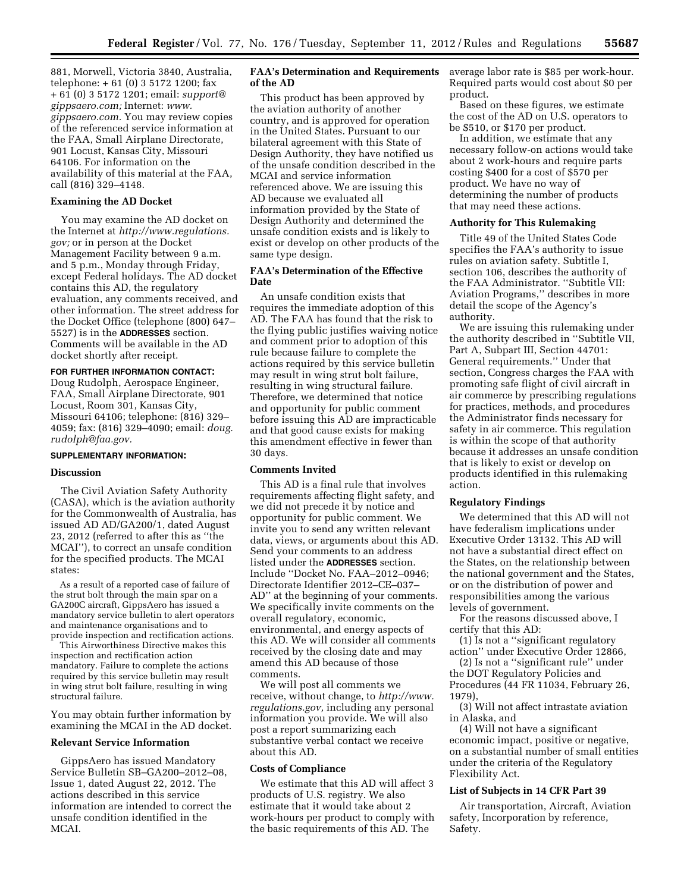881, Morwell, Victoria 3840, Australia, telephone: + 61 (0) 3 5172 1200; fax + 61 (0) 3 5172 1201; email: *support@gippsaero.com;* Internet: *www.gippsaero.com.* You may review copies of the referenced service information at the FAA, Small Airplane Directorate, 901 Locust, Kansas City, Missouri 64106. For information on the availability of this material at the FAA, call (816) 329–4148.

### Examining the AD Docket

You may examine the AD docket on the Internet at *http://www.regulations.gov;* or in person at the Docket Management Facility between 9 a.m. and 5 p.m., Monday through Friday, except Federal holidays. The AD docket contains this AD, the regulatory evaluation, any comments received, and other information. The street address for the Docket Office (telephone (800) 647–5527) is in the **ADDRESSES** section. Comments will be available in the AD docket shortly after receipt.

**FOR FURTHER INFORMATION CONTACT:** Doug Rudolph, Aerospace Engineer, FAA, Small Airplane Directorate, 901 Locust, Room 301, Kansas City, Missouri 64106; telephone: (816) 329–4059; fax: (816) 329–4090; email: *doug.rudolph@faa.gov.*

**SUPPLEMENTARY INFORMATION:**

### Discussion

The Civil Aviation Safety Authority (CASA), which is the aviation authority for the Commonwealth of Australia, has issued AD AD/GA200/1, dated August 23, 2012 (referred to after this as "the MCAI"), to correct an unsafe condition for the specified products. The MCAI states:

> As a result of a reported case of failure of the strut bolt through the main spar on a GA200C aircraft, GippsAero has issued a mandatory service bulletin to alert operators and maintenance organisations and to provide inspection and rectification actions.
>
> This Airworthiness Directive makes this inspection and rectification action mandatory. Failure to complete the actions required by this service bulletin may result in wing strut bolt failure, resulting in wing structural failure.

You may obtain further information by examining the MCAI in the AD docket.

### Relevant Service Information

GippsAero has issued Mandatory Service Bulletin SB–GA200–2012–08, Issue 1, dated August 22, 2012. The actions described in this service information are intended to correct the unsafe condition identified in the MCAI.

### FAA's Determination and Requirements of the AD

This product has been approved by the aviation authority of another country, and is approved for operation in the United States. Pursuant to our bilateral agreement with this State of Design Authority, they have notified us of the unsafe condition described in the MCAI and service information referenced above. We are issuing this AD because we evaluated all information provided by the State of Design Authority and determined the unsafe condition exists and is likely to exist or develop on other products of the same type design.

### FAA's Determination of the Effective Date

An unsafe condition exists that requires the immediate adoption of this AD. The FAA has found that the risk to the flying public justifies waiving notice and comment prior to adoption of this rule because failure to complete the actions required by this service bulletin may result in wing strut bolt failure, resulting in wing structural failure. Therefore, we determined that notice and opportunity for public comment before issuing this AD are impracticable and that good cause exists for making this amendment effective in fewer than 30 days.

### Comments Invited

This AD is a final rule that involves requirements affecting flight safety, and we did not precede it by notice and opportunity for public comment. We invite you to send any written relevant data, views, or arguments about this AD. Send your comments to an address listed under the **ADDRESSES** section. Include "Docket No. FAA–2012–0946; Directorate Identifier 2012–CE–037–AD" at the beginning of your comments. We specifically invite comments on the overall regulatory, economic, environmental, and energy aspects of this AD. We will consider all comments received by the closing date and may amend this AD because of those comments.

We will post all comments we receive, without change, to *http://www.regulations.gov,* including any personal information you provide. We will also post a report summarizing each substantive verbal contact we receive about this AD.

### Costs of Compliance

We estimate that this AD will affect 3 products of U.S. registry. We also estimate that it would take about 2 work-hours per product to comply with the basic requirements of this AD. The average labor rate is $85 per work-hour. Required parts would cost about $0 per product.

Based on these figures, we estimate the cost of the AD on U.S. operators to be $510, or $170 per product.

In addition, we estimate that any necessary follow-on actions would take about 2 work-hours and require parts costing $400 for a cost of $570 per product. We have no way of determining the number of products that may need these actions.

### Authority for This Rulemaking

Title 49 of the United States Code specifies the FAA's authority to issue rules on aviation safety. Subtitle I, section 106, describes the authority of the FAA Administrator. "Subtitle VII: Aviation Programs," describes in more detail the scope of the Agency's authority.

We are issuing this rulemaking under the authority described in "Subtitle VII, Part A, Subpart III, Section 44701: General requirements." Under that section, Congress charges the FAA with promoting safe flight of civil aircraft in air commerce by prescribing regulations for practices, methods, and procedures the Administrator finds necessary for safety in air commerce. This regulation is within the scope of that authority because it addresses an unsafe condition that is likely to exist or develop on products identified in this rulemaking action.

### Regulatory Findings

We determined that this AD will not have federalism implications under Executive Order 13132. This AD will not have a substantial direct effect on the States, on the relationship between the national government and the States, or on the distribution of power and responsibilities among the various levels of government.

For the reasons discussed above, I certify that this AD:

(1) Is not a "significant regulatory action" under Executive Order 12866,

(2) Is not a "significant rule" under the DOT Regulatory Policies and Procedures (44 FR 11034, February 26, 1979),

(3) Will not affect intrastate aviation in Alaska, and

(4) Will not have a significant economic impact, positive or negative, on a substantial number of small entities under the criteria of the Regulatory Flexibility Act.

### List of Subjects in 14 CFR Part 39

Air transportation, Aircraft, Aviation safety, Incorporation by reference, Safety.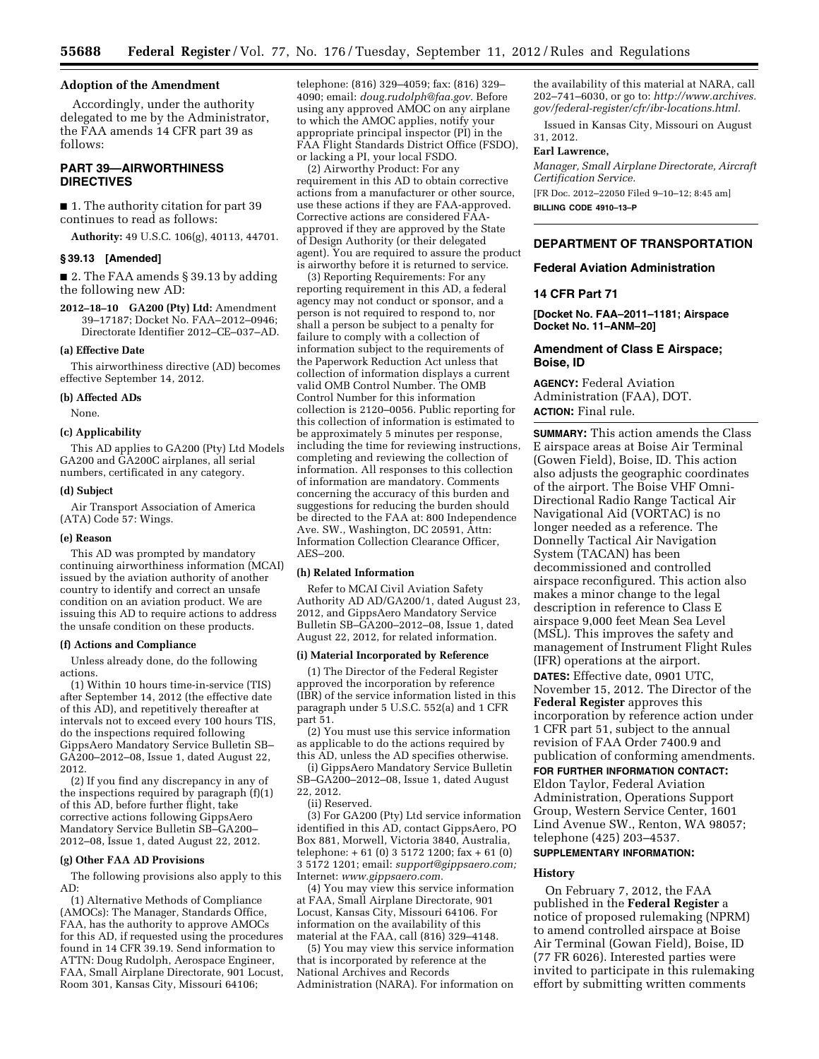**Adoption of the Amendment**

Accordingly, under the authority delegated to me by the Administrator, the FAA amends 14 CFR part 39 as follows:

## PART 39—AIRWORTHINESS DIRECTIVES

■ 1. The authority citation for part 39 continues to read as follows:

**Authority:** 49 U.S.C. 106(g), 40113, 44701.

### § 39.13 [Amended]

■ 2. The FAA amends § 39.13 by adding the following new AD:

**2012–18–10 GA200 (Pty) Ltd:** Amendment 39–17187; Docket No. FAA–2012–0946; Directorate Identifier 2012–CE–037–AD.

**(a) Effective Date**

This airworthiness directive (AD) becomes effective September 14, 2012.

**(b) Affected ADs**

None.

**(c) Applicability**

This AD applies to GA200 (Pty) Ltd Models GA200 and GA200C airplanes, all serial numbers, certificated in any category.

**(d) Subject**

Air Transport Association of America (ATA) Code 57: Wings.

**(e) Reason**

This AD was prompted by mandatory continuing airworthiness information (MCAI) issued by the aviation authority of another country to identify and correct an unsafe condition on an aviation product. We are issuing this AD to require actions to address the unsafe condition on these products.

**(f) Actions and Compliance**

Unless already done, do the following actions.

(1) Within 10 hours time-in-service (TIS) after September 14, 2012 (the effective date of this AD), and repetitively thereafter at intervals not to exceed every 100 hours TIS, do the inspections required following GippsAero Mandatory Service Bulletin SB–GA200–2012–08, Issue 1, dated August 22, 2012.

(2) If you find any discrepancy in any of the inspections required by paragraph (f)(1) of this AD, before further flight, take corrective actions following GippsAero Mandatory Service Bulletin SB–GA200–2012–08, Issue 1, dated August 22, 2012.

**(g) Other FAA AD Provisions**

The following provisions also apply to this AD:

(1) Alternative Methods of Compliance (AMOCs): The Manager, Standards Office, FAA, has the authority to approve AMOCs for this AD, if requested using the procedures found in 14 CFR 39.19. Send information to ATTN: Doug Rudolph, Aerospace Engineer, FAA, Small Airplane Directorate, 901 Locust, Room 301, Kansas City, Missouri 64106; telephone: (816) 329–4059; fax: (816) 329–4090; email: *doug.rudolph@faa.gov.* Before using any approved AMOC on any airplane to which the AMOC applies, notify your appropriate principal inspector (PI) in the FAA Flight Standards District Office (FSDO), or lacking a PI, your local FSDO.

(2) Airworthy Product: For any requirement in this AD to obtain corrective actions from a manufacturer or other source, use these actions if they are FAA-approved. Corrective actions are considered FAA-approved if they are approved by the State of Design Authority (or their delegated agent). You are required to assure the product is airworthy before it is returned to service.

(3) Reporting Requirements: For any reporting requirement in this AD, a federal agency may not conduct or sponsor, and a person is not required to respond to, nor shall a person be subject to a penalty for failure to comply with a collection of information subject to the requirements of the Paperwork Reduction Act unless that collection of information displays a current valid OMB Control Number. The OMB Control Number for this information collection is 2120–0056. Public reporting for this collection of information is estimated to be approximately 5 minutes per response, including the time for reviewing instructions, completing and reviewing the collection of information. All responses to this collection of information are mandatory. Comments concerning the accuracy of this burden and suggestions for reducing the burden should be directed to the FAA at: 800 Independence Ave. SW., Washington, DC 20591, Attn: Information Collection Clearance Officer, AES–200.

**(h) Related Information**

Refer to MCAI Civil Aviation Safety Authority AD AD/GA200/1, dated August 23, 2012, and GippsAero Mandatory Service Bulletin SB–GA200–2012–08, Issue 1, dated August 22, 2012, for related information.

**(i) Material Incorporated by Reference**

(1) The Director of the Federal Register approved the incorporation by reference (IBR) of the service information listed in this paragraph under 5 U.S.C. 552(a) and 1 CFR part 51.

(2) You must use this service information as applicable to do the actions required by this AD, unless the AD specifies otherwise.

(i) GippsAero Mandatory Service Bulletin SB–GA200–2012–08, Issue 1, dated August 22, 2012.

(ii) Reserved.

(3) For GA200 (Pty) Ltd service information identified in this AD, contact GippsAero, PO Box 881, Morwell, Victoria 3840, Australia, telephone: + 61 (0) 3 5172 1200; fax + 61 (0) 3 5172 1201; email: *support@gippsaero.com;* Internet: *www.gippsaero.com.*

(4) You may view this service information at FAA, Small Airplane Directorate, 901 Locust, Kansas City, Missouri 64106. For information on the availability of this material at the FAA, call (816) 329–4148.

(5) You may view this service information that is incorporated by reference at the National Archives and Records Administration (NARA). For information on the availability of this material at NARA, call 202–741–6030, or go to: *http://www.archives.gov/federal-register/cfr/ibr-locations.html.*

Issued in Kansas City, Missouri on August 31, 2012.

**Earl Lawrence,**

*Manager, Small Airplane Directorate, Aircraft Certification Service.*

[FR Doc. 2012–22050 Filed 9–10–12; 8:45 am]

**BILLING CODE 4910–13–P**

---

## DEPARTMENT OF TRANSPORTATION

### Federal Aviation Administration

### 14 CFR Part 71

**[Docket No. FAA–2011–1181; Airspace Docket No. 11–ANM–20]**

### Amendment of Class E Airspace; Boise, ID

**AGENCY:** Federal Aviation Administration (FAA), DOT.

**ACTION:** Final rule.

**SUMMARY:** This action amends the Class E airspace areas at Boise Air Terminal (Gowen Field), Boise, ID. This action also adjusts the geographic coordinates of the airport. The Boise VHF Omni-Directional Radio Range Tactical Air Navigational Aid (VORTAC) is no longer needed as a reference. The Donnelly Tactical Air Navigation System (TACAN) has been decommissioned and controlled airspace reconfigured. This action also makes a minor change to the legal description in reference to Class E airspace 9,000 feet Mean Sea Level (MSL). This improves the safety and management of Instrument Flight Rules (IFR) operations at the airport.

**DATES:** Effective date, 0901 UTC, November 15, 2012. The Director of the **Federal Register** approves this incorporation by reference action under 1 CFR part 51, subject to the annual revision of FAA Order 7400.9 and publication of conforming amendments.

**FOR FURTHER INFORMATION CONTACT:** Eldon Taylor, Federal Aviation Administration, Operations Support Group, Western Service Center, 1601 Lind Avenue SW., Renton, WA 98057; telephone (425) 203–4537.

**SUPPLEMENTARY INFORMATION:**

**History**

On February 7, 2012, the FAA published in the **Federal Register** a notice of proposed rulemaking (NPRM) to amend controlled airspace at Boise Air Terminal (Gowan Field), Boise, ID (77 FR 6026). Interested parties were invited to participate in this rulemaking effort by submitting written comments